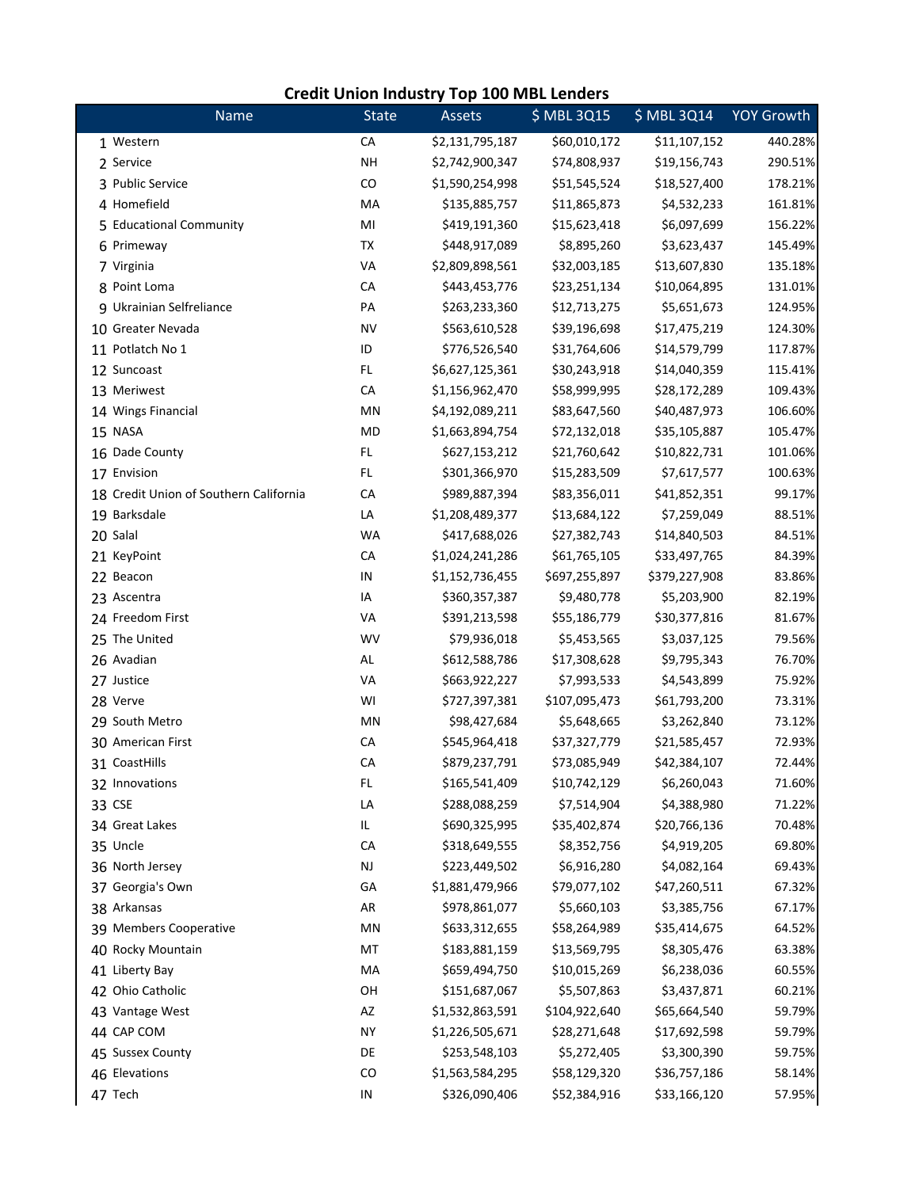# Credit Union Industry Top 100 MBL Lenders

| | Name | State | Assets | $ MBL 3Q15 | $ MBL 3Q14 | YOY Growth |
|---|---|---|---|---|---|---|
| 1 | Western | CA | $2,131,795,187 | $60,010,172 | $11,107,152 | 440.28% |
| 2 | Service | NH | $2,742,900,347 | $74,808,937 | $19,156,743 | 290.51% |
| 3 | Public Service | CO | $1,590,254,998 | $51,545,524 | $18,527,400 | 178.21% |
| 4 | Homefield | MA | $135,885,757 | $11,865,873 | $4,532,233 | 161.81% |
| 5 | Educational Community | MI | $419,191,360 | $15,623,418 | $6,097,699 | 156.22% |
| 6 | Primeway | TX | $448,917,089 | $8,895,260 | $3,623,437 | 145.49% |
| 7 | Virginia | VA | $2,809,898,561 | $32,003,185 | $13,607,830 | 135.18% |
| 8 | Point Loma | CA | $443,453,776 | $23,251,134 | $10,064,895 | 131.01% |
| 9 | Ukrainian Selfreliance | PA | $263,233,360 | $12,713,275 | $5,651,673 | 124.95% |
| 10 | Greater Nevada | NV | $563,610,528 | $39,196,698 | $17,475,219 | 124.30% |
| 11 | Potlatch No 1 | ID | $776,526,540 | $31,764,606 | $14,579,799 | 117.87% |
| 12 | Suncoast | FL | $6,627,125,361 | $30,243,918 | $14,040,359 | 115.41% |
| 13 | Meriwest | CA | $1,156,962,470 | $58,999,995 | $28,172,289 | 109.43% |
| 14 | Wings Financial | MN | $4,192,089,211 | $83,647,560 | $40,487,973 | 106.60% |
| 15 | NASA | MD | $1,663,894,754 | $72,132,018 | $35,105,887 | 105.47% |
| 16 | Dade County | FL | $627,153,212 | $21,760,642 | $10,822,731 | 101.06% |
| 17 | Envision | FL | $301,366,970 | $15,283,509 | $7,617,577 | 100.63% |
| 18 | Credit Union of Southern California | CA | $989,887,394 | $83,356,011 | $41,852,351 | 99.17% |
| 19 | Barksdale | LA | $1,208,489,377 | $13,684,122 | $7,259,049 | 88.51% |
| 20 | Salal | WA | $417,688,026 | $27,382,743 | $14,840,503 | 84.51% |
| 21 | KeyPoint | CA | $1,024,241,286 | $61,765,105 | $33,497,765 | 84.39% |
| 22 | Beacon | IN | $1,152,736,455 | $697,255,897 | $379,227,908 | 83.86% |
| 23 | Ascentra | IA | $360,357,387 | $9,480,778 | $5,203,900 | 82.19% |
| 24 | Freedom First | VA | $391,213,598 | $55,186,779 | $30,377,816 | 81.67% |
| 25 | The United | WV | $79,936,018 | $5,453,565 | $3,037,125 | 79.56% |
| 26 | Avadian | AL | $612,588,786 | $17,308,628 | $9,795,343 | 76.70% |
| 27 | Justice | VA | $663,922,227 | $7,993,533 | $4,543,899 | 75.92% |
| 28 | Verve | WI | $727,397,381 | $107,095,473 | $61,793,200 | 73.31% |
| 29 | South Metro | MN | $98,427,684 | $5,648,665 | $3,262,840 | 73.12% |
| 30 | American First | CA | $545,964,418 | $37,327,779 | $21,585,457 | 72.93% |
| 31 | CoastHills | CA | $879,237,791 | $73,085,949 | $42,384,107 | 72.44% |
| 32 | Innovations | FL | $165,541,409 | $10,742,129 | $6,260,043 | 71.60% |
| 33 | CSE | LA | $288,088,259 | $7,514,904 | $4,388,980 | 71.22% |
| 34 | Great Lakes | IL | $690,325,995 | $35,402,874 | $20,766,136 | 70.48% |
| 35 | Uncle | CA | $318,649,555 | $8,352,756 | $4,919,205 | 69.80% |
| 36 | North Jersey | NJ | $223,449,502 | $6,916,280 | $4,082,164 | 69.43% |
| 37 | Georgia's Own | GA | $1,881,479,966 | $79,077,102 | $47,260,511 | 67.32% |
| 38 | Arkansas | AR | $978,861,077 | $5,660,103 | $3,385,756 | 67.17% |
| 39 | Members Cooperative | MN | $633,312,655 | $58,264,989 | $35,414,675 | 64.52% |
| 40 | Rocky Mountain | MT | $183,881,159 | $13,569,795 | $8,305,476 | 63.38% |
| 41 | Liberty Bay | MA | $659,494,750 | $10,015,269 | $6,238,036 | 60.55% |
| 42 | Ohio Catholic | OH | $151,687,067 | $5,507,863 | $3,437,871 | 60.21% |
| 43 | Vantage West | AZ | $1,532,863,591 | $104,922,640 | $65,664,540 | 59.79% |
| 44 | CAP COM | NY | $1,226,505,671 | $28,271,648 | $17,692,598 | 59.79% |
| 45 | Sussex County | DE | $253,548,103 | $5,272,405 | $3,300,390 | 59.75% |
| 46 | Elevations | CO | $1,563,584,295 | $58,129,320 | $36,757,186 | 58.14% |
| 47 | Tech | IN | $326,090,406 | $52,384,916 | $33,166,120 | 57.95% |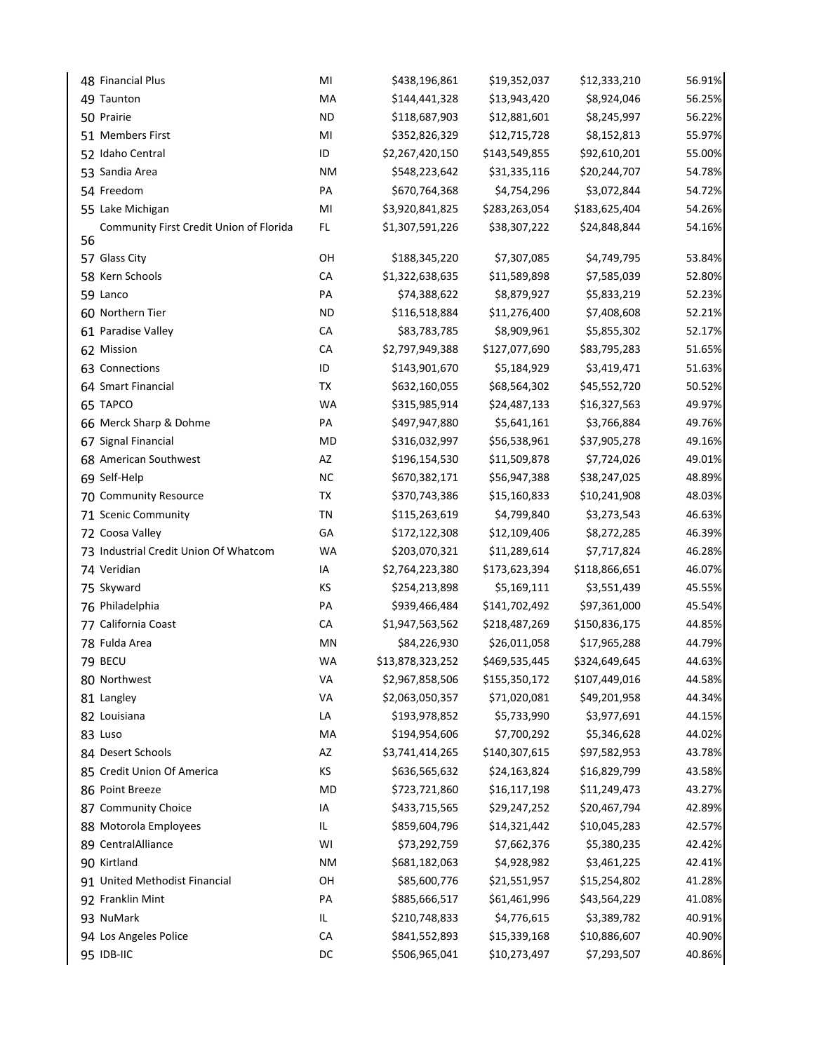| | | | | | | |
|---|---|---|---|---|---|---|
| 48 | Financial Plus | MI | $438,196,861 | $19,352,037 | $12,333,210 | 56.91% |
| 49 | Taunton | MA | $144,441,328 | $13,943,420 | $8,924,046 | 56.25% |
| 50 | Prairie | ND | $118,687,903 | $12,881,601 | $8,245,997 | 56.22% |
| 51 | Members First | MI | $352,826,329 | $12,715,728 | $8,152,813 | 55.97% |
| 52 | Idaho Central | ID | $2,267,420,150 | $143,549,855 | $92,610,201 | 55.00% |
| 53 | Sandia Area | NM | $548,223,642 | $31,335,116 | $20,244,707 | 54.78% |
| 54 | Freedom | PA | $670,764,368 | $4,754,296 | $3,072,844 | 54.72% |
| 55 | Lake Michigan | MI | $3,920,841,825 | $283,263,054 | $183,625,404 | 54.26% |
| 56 | Community First Credit Union of Florida | FL | $1,307,591,226 | $38,307,222 | $24,848,844 | 54.16% |
| 57 | Glass City | OH | $188,345,220 | $7,307,085 | $4,749,795 | 53.84% |
| 58 | Kern Schools | CA | $1,322,638,635 | $11,589,898 | $7,585,039 | 52.80% |
| 59 | Lanco | PA | $74,388,622 | $8,879,927 | $5,833,219 | 52.23% |
| 60 | Northern Tier | ND | $116,518,884 | $11,276,400 | $7,408,608 | 52.21% |
| 61 | Paradise Valley | CA | $83,783,785 | $8,909,961 | $5,855,302 | 52.17% |
| 62 | Mission | CA | $2,797,949,388 | $127,077,690 | $83,795,283 | 51.65% |
| 63 | Connections | ID | $143,901,670 | $5,184,929 | $3,419,471 | 51.63% |
| 64 | Smart Financial | TX | $632,160,055 | $68,564,302 | $45,552,720 | 50.52% |
| 65 | TAPCO | WA | $315,985,914 | $24,487,133 | $16,327,563 | 49.97% |
| 66 | Merck Sharp & Dohme | PA | $497,947,880 | $5,641,161 | $3,766,884 | 49.76% |
| 67 | Signal Financial | MD | $316,032,997 | $56,538,961 | $37,905,278 | 49.16% |
| 68 | American Southwest | AZ | $196,154,530 | $11,509,878 | $7,724,026 | 49.01% |
| 69 | Self-Help | NC | $670,382,171 | $56,947,388 | $38,247,025 | 48.89% |
| 70 | Community Resource | TX | $370,743,386 | $15,160,833 | $10,241,908 | 48.03% |
| 71 | Scenic Community | TN | $115,263,619 | $4,799,840 | $3,273,543 | 46.63% |
| 72 | Coosa Valley | GA | $172,122,308 | $12,109,406 | $8,272,285 | 46.39% |
| 73 | Industrial Credit Union Of Whatcom | WA | $203,070,321 | $11,289,614 | $7,717,824 | 46.28% |
| 74 | Veridian | IA | $2,764,223,380 | $173,623,394 | $118,866,651 | 46.07% |
| 75 | Skyward | KS | $254,213,898 | $5,169,111 | $3,551,439 | 45.55% |
| 76 | Philadelphia | PA | $939,466,484 | $141,702,492 | $97,361,000 | 45.54% |
| 77 | California Coast | CA | $1,947,563,562 | $218,487,269 | $150,836,175 | 44.85% |
| 78 | Fulda Area | MN | $84,226,930 | $26,011,058 | $17,965,288 | 44.79% |
| 79 | BECU | WA | $13,878,323,252 | $469,535,445 | $324,649,645 | 44.63% |
| 80 | Northwest | VA | $2,967,858,506 | $155,350,172 | $107,449,016 | 44.58% |
| 81 | Langley | VA | $2,063,050,357 | $71,020,081 | $49,201,958 | 44.34% |
| 82 | Louisiana | LA | $193,978,852 | $5,733,990 | $3,977,691 | 44.15% |
| 83 | Luso | MA | $194,954,606 | $7,700,292 | $5,346,628 | 44.02% |
| 84 | Desert Schools | AZ | $3,741,414,265 | $140,307,615 | $97,582,953 | 43.78% |
| 85 | Credit Union Of America | KS | $636,565,632 | $24,163,824 | $16,829,799 | 43.58% |
| 86 | Point Breeze | MD | $723,721,860 | $16,117,198 | $11,249,473 | 43.27% |
| 87 | Community Choice | IA | $433,715,565 | $29,247,252 | $20,467,794 | 42.89% |
| 88 | Motorola Employees | IL | $859,604,796 | $14,321,442 | $10,045,283 | 42.57% |
| 89 | CentralAlliance | WI | $73,292,759 | $7,662,376 | $5,380,235 | 42.42% |
| 90 | Kirtland | NM | $681,182,063 | $4,928,982 | $3,461,225 | 42.41% |
| 91 | United Methodist Financial | OH | $85,600,776 | $21,551,957 | $15,254,802 | 41.28% |
| 92 | Franklin Mint | PA | $885,666,517 | $61,461,996 | $43,564,229 | 41.08% |
| 93 | NuMark | IL | $210,748,833 | $4,776,615 | $3,389,782 | 40.91% |
| 94 | Los Angeles Police | CA | $841,552,893 | $15,339,168 | $10,886,607 | 40.90% |
| 95 | IDB-IIC | DC | $506,965,041 | $10,273,497 | $7,293,507 | 40.86% |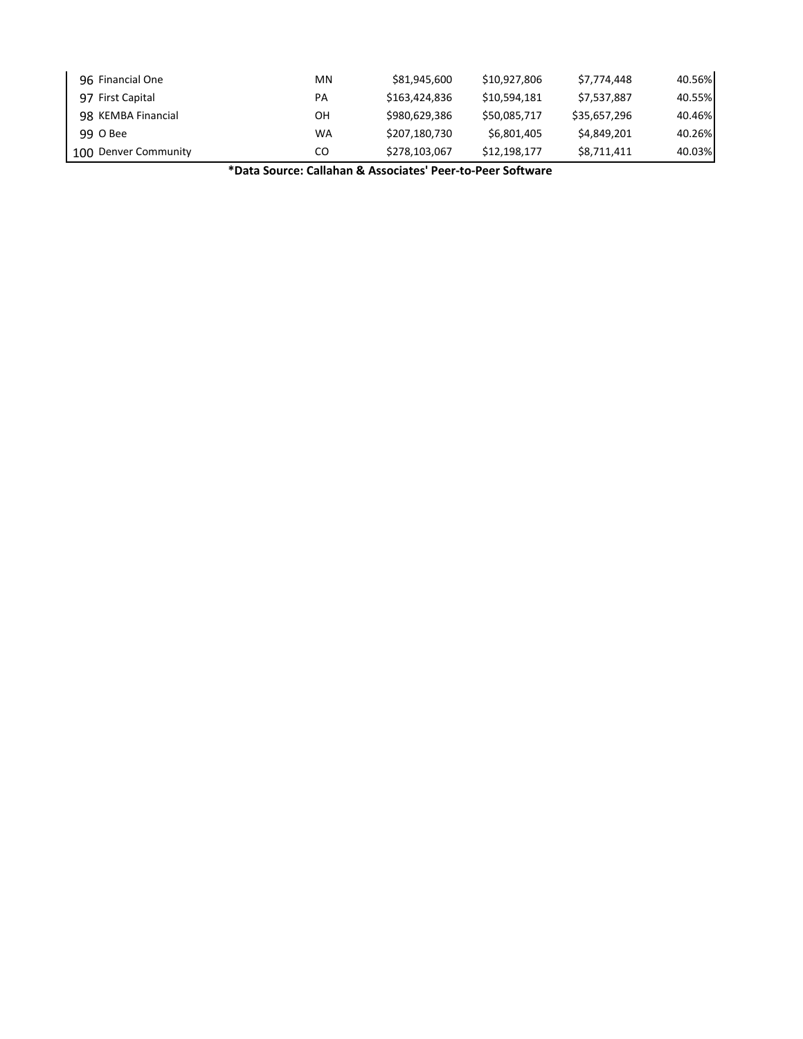| | | | | | | |
|---|---|---|---|---|---|---|
| 96 | Financial One | MN | $81,945,600 | $10,927,806 | $7,774,448 | 40.56% |
| 97 | First Capital | PA | $163,424,836 | $10,594,181 | $7,537,887 | 40.55% |
| 98 | KEMBA Financial | OH | $980,629,386 | $50,085,717 | $35,657,296 | 40.46% |
| 99 | O Bee | WA | $207,180,730 | $6,801,405 | $4,849,201 | 40.26% |
| 100 | Denver Community | CO | $278,103,067 | $12,198,177 | $8,711,411 | 40.03% |

**\*Data Source: Callahan & Associates' Peer-to-Peer Software**